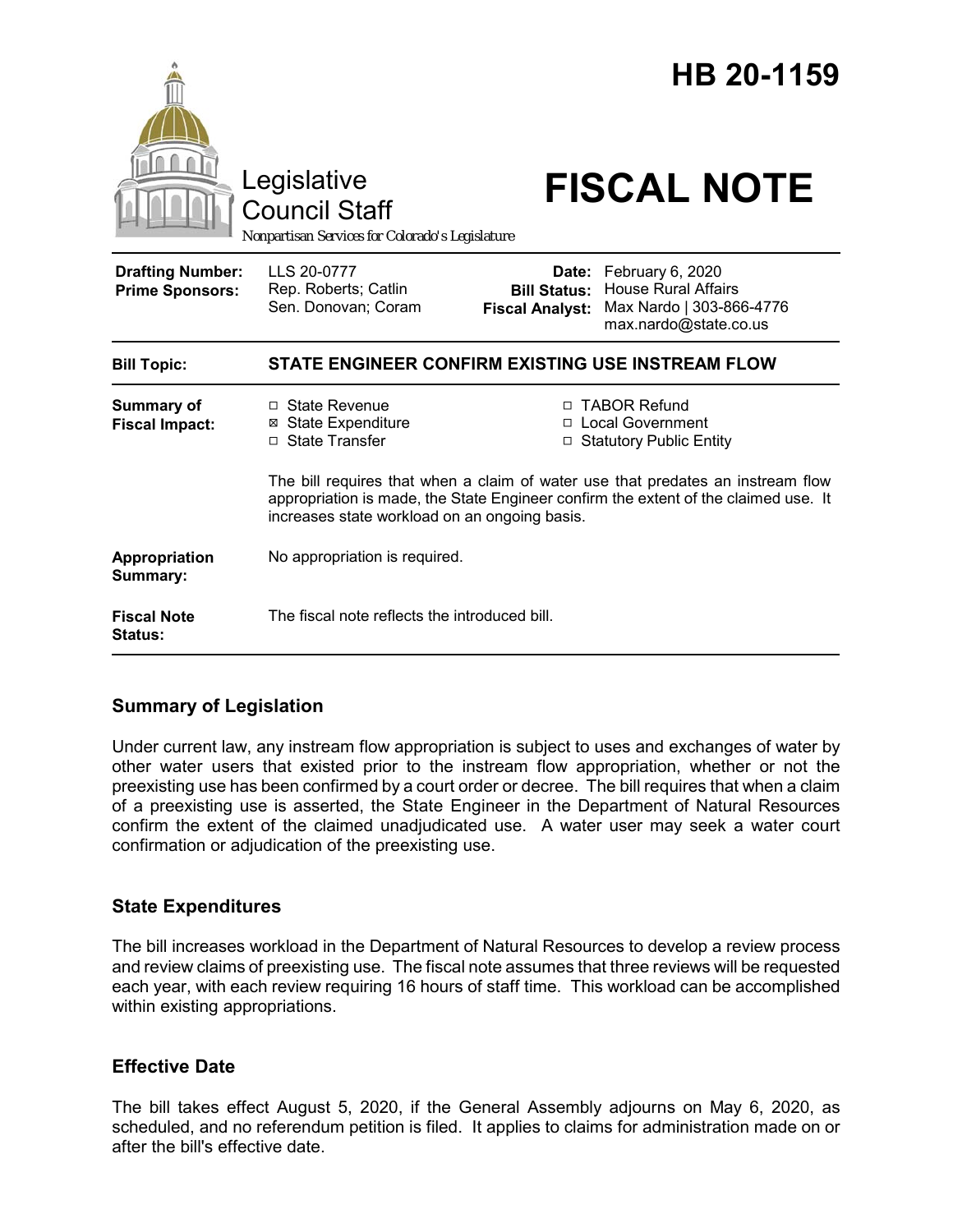# HB 20-1159

Legislative Council Staff

*Nonpartisan Services for Colorado's Legislature*

# FISCAL NOTE

| | | | |
|---|---|---|---|
| **Drafting Number:** | LLS 20-0777 | **Date:** | February 6, 2020 |
| **Prime Sponsors:** | Rep. Roberts; Catlin<br>Sen. Donovan; Coram | **Bill Status:** | House Rural Affairs |
| | | **Fiscal Analyst:** | Max Nardo \| 303-866-4776<br>max.nardo@state.co.us |

| | |
|---|---|
| **Bill Topic:** | **STATE ENGINEER CONFIRM EXISTING USE INSTREAM FLOW** |
| **Summary of Fiscal Impact:** | ☐ State Revenue<br>☒ State Expenditure<br>☐ State Transfer<br>☐ TABOR Refund<br>☐ Local Government<br>☐ Statutory Public Entity<br><br>The bill requires that when a claim of water use that predates an instream flow appropriation is made, the State Engineer confirm the extent of the claimed use. It increases state workload on an ongoing basis. |
| **Appropriation Summary:** | No appropriation is required. |
| **Fiscal Note Status:** | The fiscal note reflects the introduced bill. |

## Summary of Legislation

Under current law, any instream flow appropriation is subject to uses and exchanges of water by other water users that existed prior to the instream flow appropriation, whether or not the preexisting use has been confirmed by a court order or decree. The bill requires that when a claim of a preexisting use is asserted, the State Engineer in the Department of Natural Resources confirm the extent of the claimed unadjudicated use. A water user may seek a water court confirmation or adjudication of the preexisting use.

## State Expenditures

The bill increases workload in the Department of Natural Resources to develop a review process and review claims of preexisting use. The fiscal note assumes that three reviews will be requested each year, with each review requiring 16 hours of staff time. This workload can be accomplished within existing appropriations.

## Effective Date

The bill takes effect August 5, 2020, if the General Assembly adjourns on May 6, 2020, as scheduled, and no referendum petition is filed. It applies to claims for administration made on or after the bill's effective date.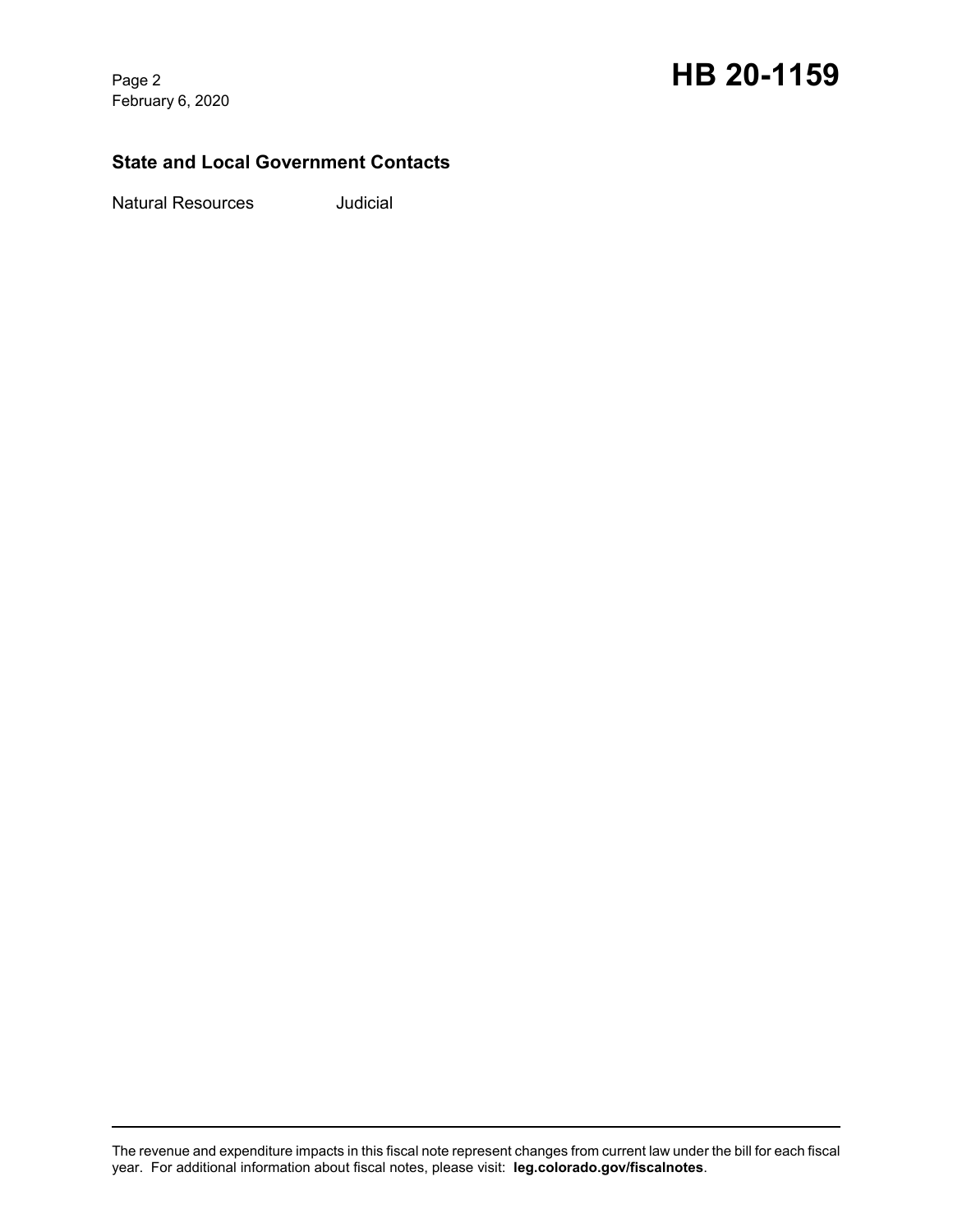## State and Local Government Contacts

Natural Resources Judicial

The revenue and expenditure impacts in this fiscal note represent changes from current law under the bill for each fiscal year. For additional information about fiscal notes, please visit: **leg.colorado.gov/fiscalnotes**.